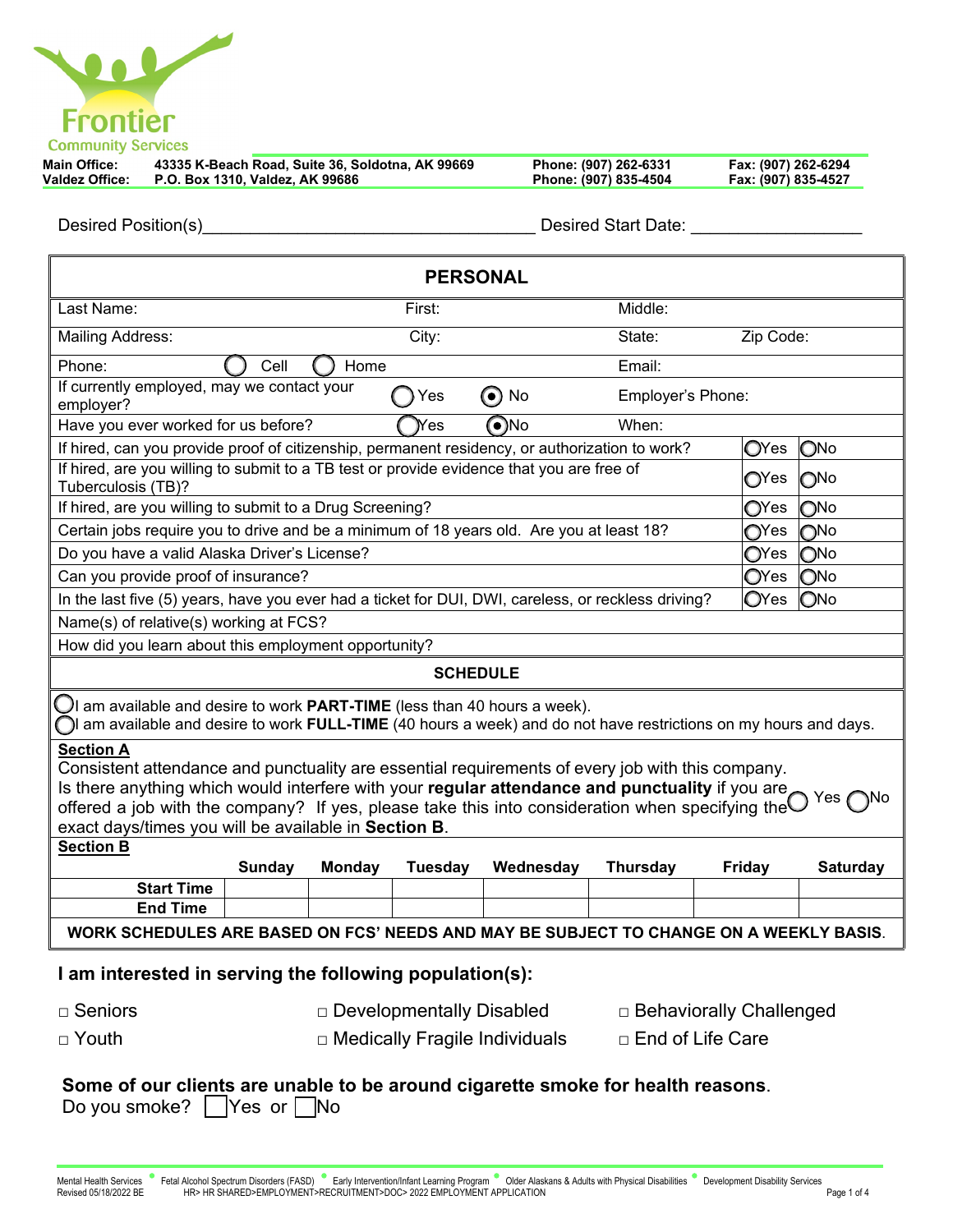**Frontier Community Services**

| | | | |
|---|---|---|---|
| **Main Office:** | **43335 K-Beach Road, Suite 36, Soldotna, AK 99669** | **Phone: (907) 262-6331** | **Fax: (907) 262-6294** |
| **Valdez Office:** | **P.O. Box 1310, Valdez, AK 99686** | **Phone: (907) 835-4504** | **Fax: (907) 835-4527** |

Desired Position(s)\_\_\_\_\_\_\_\_\_\_\_\_\_\_\_\_\_\_\_\_\_\_\_\_\_\_\_\_\_\_\_\_\_\_ Desired Start Date: \_\_\_\_\_\_\_\_\_\_\_\_\_\_\_\_\_\_

## PERSONAL

| | | | |
|---|---|---|---|
| Last Name: | First: | Middle: | |
| Mailing Address: | City: | State: | Zip Code: |
| Phone: ◯ Cell ◯ Home | | Email: | |
| If currently employed, may we contact your employer? | ◯ Yes ◉ No | Employer's Phone: | |
| Have you ever worked for us before? | ◯ Yes ◉ No | When: | |

| | | |
|---|---|---|
| If hired, can you provide proof of citizenship, permanent residency, or authorization to work? | ◯Yes | ◯No |
| If hired, are you willing to submit to a TB test or provide evidence that you are free of Tuberculosis (TB)? | ◯Yes | ◯No |
| If hired, are you willing to submit to a Drug Screening? | ◯Yes | ◯No |
| Certain jobs require you to drive and be a minimum of 18 years old. Are you at least 18? | ◯Yes | ◯No |
| Do you have a valid Alaska Driver's License? | ◯Yes | ◯No |
| Can you provide proof of insurance? | ◯Yes | ◯No |
| In the last five (5) years, have you ever had a ticket for DUI, DWI, careless, or reckless driving? | ◯Yes | ◯No |

Name(s) of relative(s) working at FCS?

How did you learn about this employment opportunity?

## SCHEDULE

◯ I am available and desire to work **PART-TIME** (less than 40 hours a week).
◯ I am available and desire to work **FULL-TIME** (40 hours a week) and do not have restrictions on my hours and days.

**Section A**
Consistent attendance and punctuality are essential requirements of every job with this company.
Is there anything which would interfere with your **regular attendance and punctuality** if you are offered a job with the company? If yes, please take this into consideration when specifying the exact days/times you will be available in **Section B**. ◯ Yes ◯ No

**Section B**

| | Sunday | Monday | Tuesday | Wednesday | Thursday | Friday | Saturday |
|---|---|---|---|---|---|---|---|
| **Start Time** | | | | | | | |
| **End Time** | | | | | | | |

**WORK SCHEDULES ARE BASED ON FCS' NEEDS AND MAY BE SUBJECT TO CHANGE ON A WEEKLY BASIS.**

### I am interested in serving the following population(s):

- □ Seniors
- □ Developmentally Disabled
- □ Behaviorally Challenged
- □ Youth
- □ Medically Fragile Individuals
- □ End of Life Care

**Some of our clients are unable to be around cigarette smoke for health reasons.**
Do you smoke? ☐ Yes or ☐ No

Mental Health Services • Fetal Alcohol Spectrum Disorders (FASD) • Early Intervention/Infant Learning Program • Older Alaskans & Adults with Physical Disabilities • Development Disability Services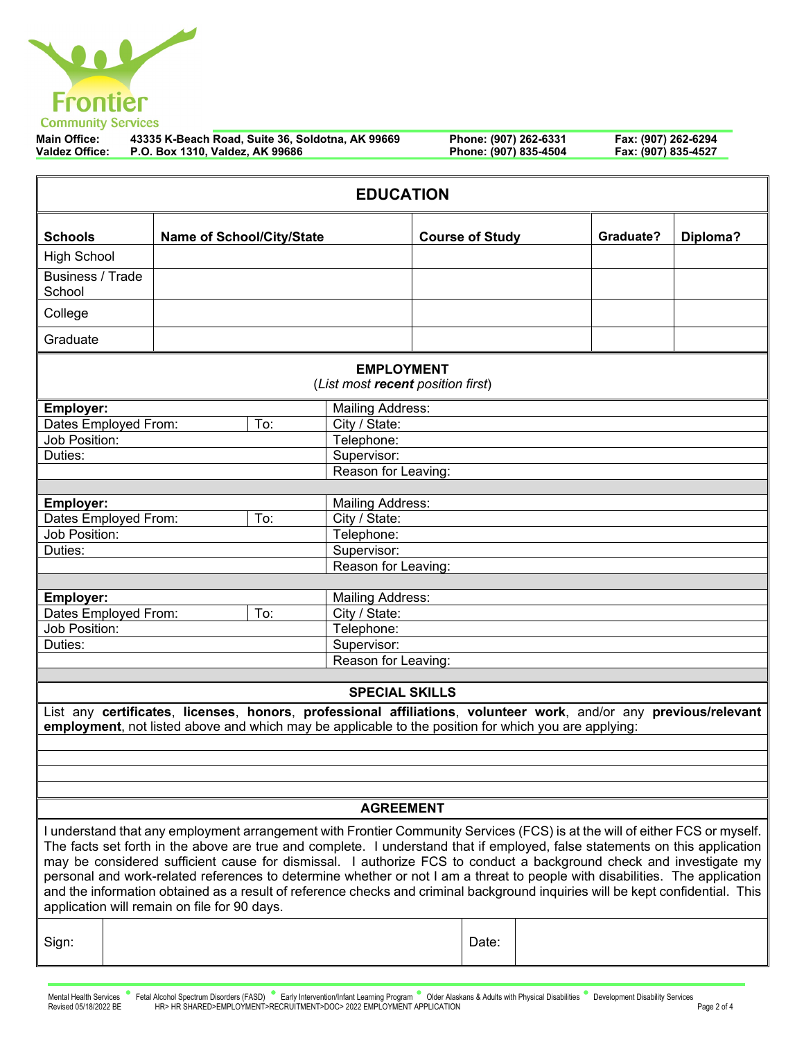Frontier Community Services

**Main Office:** 43335 K-Beach Road, Suite 36, Soldotna, AK 99669 **Phone: (907) 262-6331** **Fax: (907) 262-6294**
**Valdez Office:** P.O. Box 1310, Valdez, AK 99686 **Phone: (907) 835-4504** **Fax: (907) 835-4527**

## EDUCATION

| **Schools** | **Name of School/City/State** | **Course of Study** | **Graduate?** | **Diploma?** |
|---|---|---|---|---|
| High School | | | | |
| Business / Trade School | | | | |
| College | | | | |
| Graduate | | | | |

## EMPLOYMENT

(*List most **recent** position first*)

| | | |
|---|---|---|
| **Employer:** | | Mailing Address: |
| Dates Employed From: | To: | City / State: |
| Job Position: | | Telephone: |
| Duties: | | Supervisor: |
| | | Reason for Leaving: |

| | | |
|---|---|---|
| **Employer:** | | Mailing Address: |
| Dates Employed From: | To: | City / State: |
| Job Position: | | Telephone: |
| Duties: | | Supervisor: |
| | | Reason for Leaving: |

| | | |
|---|---|---|
| **Employer:** | | Mailing Address: |
| Dates Employed From: | To: | City / State: |
| Job Position: | | Telephone: |
| Duties: | | Supervisor: |
| | | Reason for Leaving: |

## SPECIAL SKILLS

List any **certificates**, **licenses**, **honors**, **professional affiliations**, **volunteer work**, and/or any **previous/relevant employment**, not listed above and which may be applicable to the position for which you are applying:

## AGREEMENT

I understand that any employment arrangement with Frontier Community Services (FCS) is at the will of either FCS or myself. The facts set forth in the above are true and complete. I understand that if employed, false statements on this application may be considered sufficient cause for dismissal. I authorize FCS to conduct a background check and investigate my personal and work-related references to determine whether or not I am a threat to people with disabilities. The application and the information obtained as a result of reference checks and criminal background inquiries will be kept confidential. This application will remain on file for 90 days.

| Sign: | | Date: | |
|---|---|---|---|

Mental Health Services • Fetal Alcohol Spectrum Disorders (FASD) • Early Intervention/Infant Learning Program • Older Alaskans & Adults with Physical Disabilities • Development Disability Services
Revised 05/18/2022 BE HR> HR SHARED>EMPLOYMENT>RECRUITMENT>DOC> 2022 EMPLOYMENT APPLICATION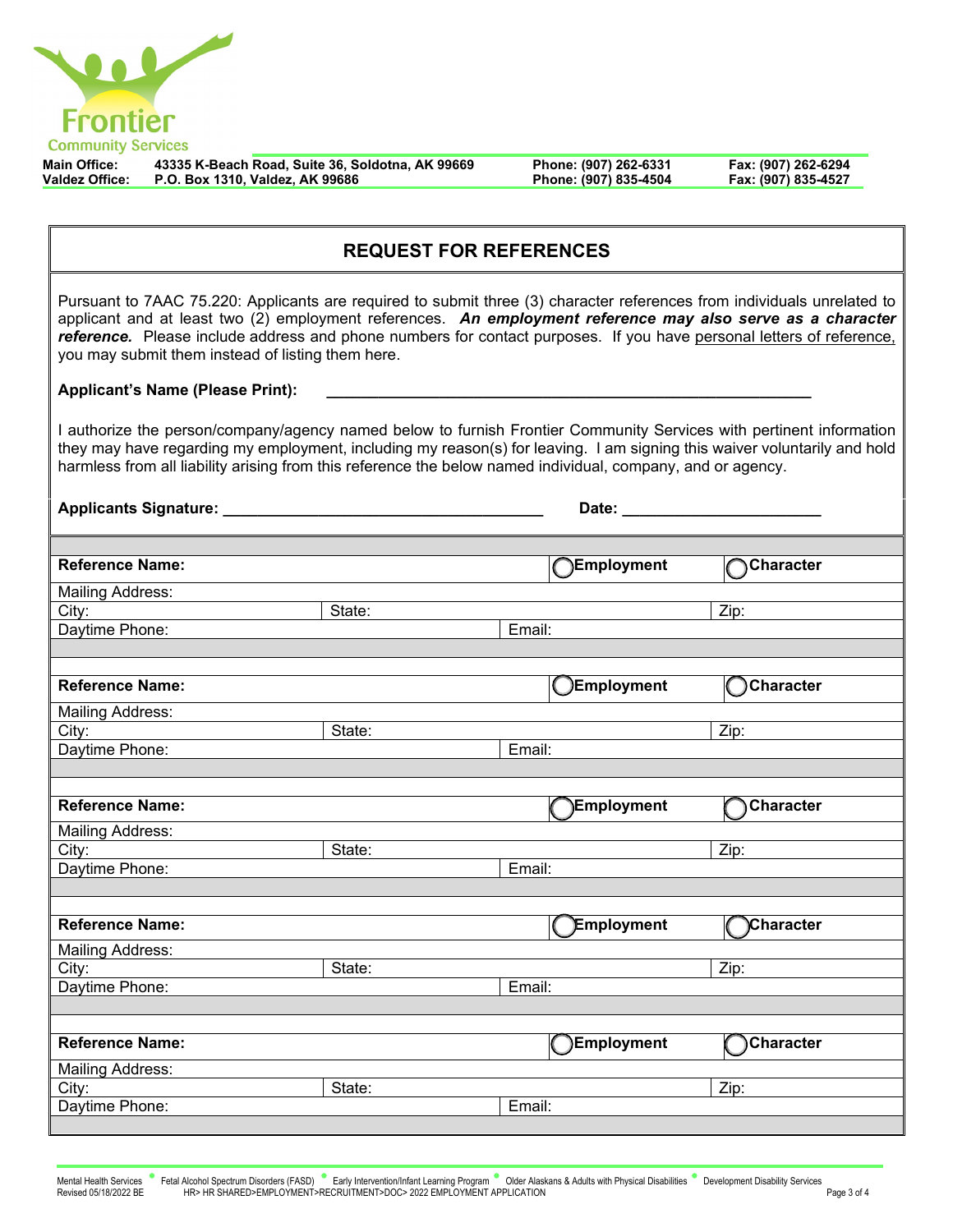Frontier Community Services

| | | | |
|---|---|---|---|
| **Main Office:** | **43335 K-Beach Road, Suite 36, Soldotna, AK 99669** | **Phone: (907) 262-6331** | **Fax: (907) 262-6294** |
| **Valdez Office:** | **P.O. Box 1310, Valdez, AK 99686** | **Phone: (907) 835-4504** | **Fax: (907) 835-4527** |

## REQUEST FOR REFERENCES

Pursuant to 7AAC 75.220: Applicants are required to submit three (3) character references from individuals unrelated to applicant and at least two (2) employment references. ***An employment reference may also serve as a character reference.*** Please include address and phone numbers for contact purposes. If you have personal letters of reference, you may submit them instead of listing them here.

**Applicant's Name (Please Print):** ______________________________________________________

I authorize the person/company/agency named below to furnish Frontier Community Services with pertinent information they may have regarding my employment, including my reason(s) for leaving. I am signing this waiver voluntarily and hold harmless from all liability arising from this reference the below named individual, company, and or agency.

**Applicants Signature:** ____________________________________ **Date:** ______________________

| | | | |
|---|---|---|---|
| **Reference Name:** | | ◯ **Employment** | ◯ **Character** |
| Mailing Address: | | | |
| City: | State: | | Zip: |
| Daytime Phone: | | Email: | |

| | | | |
|---|---|---|---|
| **Reference Name:** | | ◯ **Employment** | ◯ **Character** |
| Mailing Address: | | | |
| City: | State: | | Zip: |
| Daytime Phone: | | Email: | |

| | | | |
|---|---|---|---|
| **Reference Name:** | | ◯ **Employment** | ◯ **Character** |
| Mailing Address: | | | |
| City: | State: | | Zip: |
| Daytime Phone: | | Email: | |

| | | | |
|---|---|---|---|
| **Reference Name:** | | ◯ **Employment** | ◯ **Character** |
| Mailing Address: | | | |
| City: | State: | | Zip: |
| Daytime Phone: | | Email: | |

| | | | |
|---|---|---|---|
| **Reference Name:** | | ◯ **Employment** | ◯ **Character** |
| Mailing Address: | | | |
| City: | State: | | Zip: |
| Daytime Phone: | | Email: | |

Mental Health Services • Fetal Alcohol Spectrum Disorders (FASD) • Early Intervention/Infant Learning Program • Older Alaskans & Adults with Physical Disabilities • Development Disability Services

Revised 05/18/2022 BE HR> HR SHARED>EMPLOYMENT>RECRUITMENT>DOC> 2022 EMPLOYMENT APPLICATION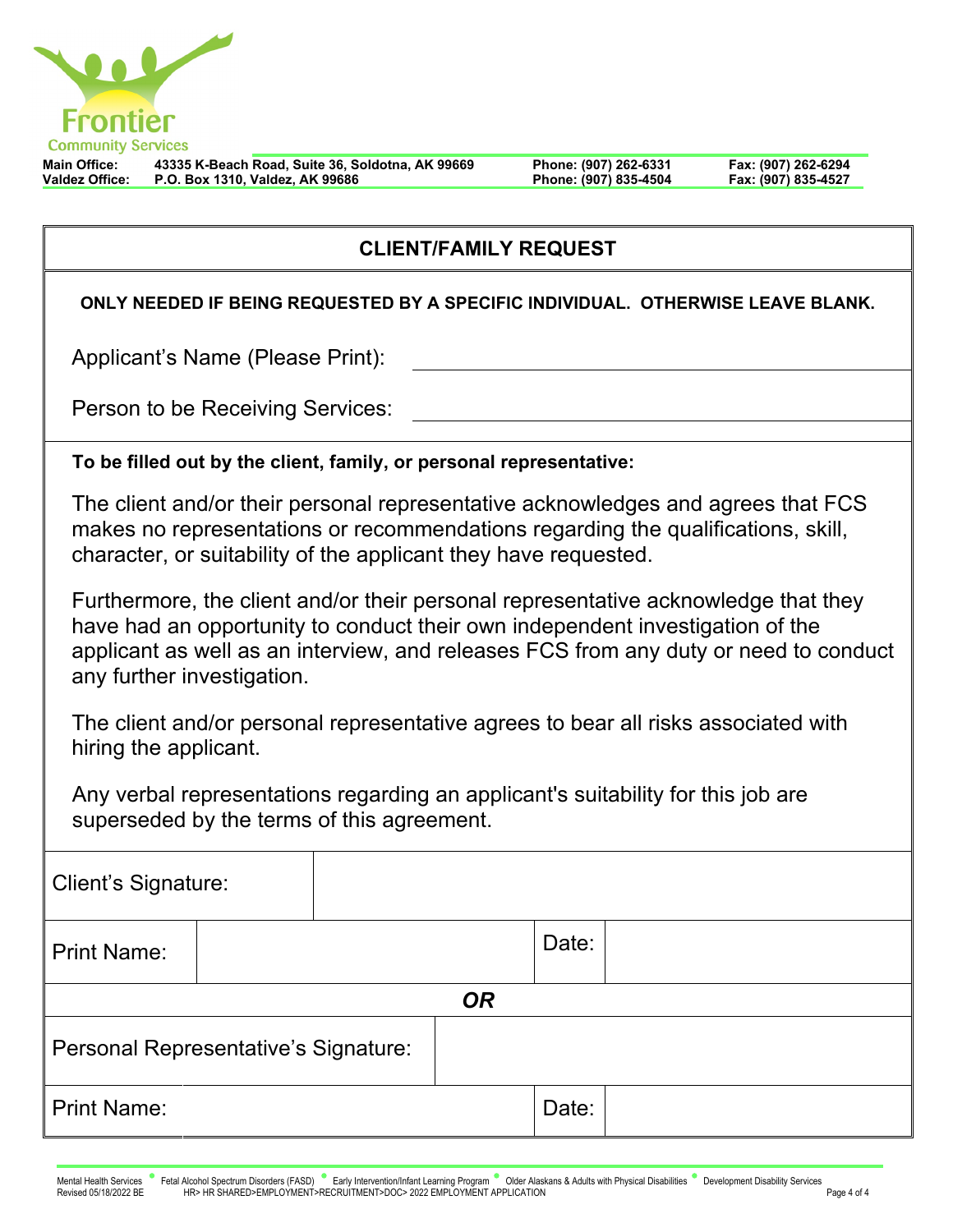**Frontier Community Services**

| | | | |
|---|---|---|---|
| **Main Office:** | **43335 K-Beach Road, Suite 36, Soldotna, AK 99669** | **Phone: (907) 262-6331** | **Fax: (907) 262-6294** |
| **Valdez Office:** | **P.O. Box 1310, Valdez, AK 99686** | **Phone: (907) 835-4504** | **Fax: (907) 835-4527** |

## CLIENT/FAMILY REQUEST

**ONLY NEEDED IF BEING REQUESTED BY A SPECIFIC INDIVIDUAL. OTHERWISE LEAVE BLANK.**

Applicant's Name (Please Print): ______________________________

Person to be Receiving Services: ______________________________

**To be filled out by the client, family, or personal representative:**

The client and/or their personal representative acknowledges and agrees that FCS makes no representations or recommendations regarding the qualifications, skill, character, or suitability of the applicant they have requested.

Furthermore, the client and/or their personal representative acknowledge that they have had an opportunity to conduct their own independent investigation of the applicant as well as an interview, and releases FCS from any duty or need to conduct any further investigation.

The client and/or personal representative agrees to bear all risks associated with hiring the applicant.

Any verbal representations regarding an applicant's suitability for this job are superseded by the terms of this agreement.

| | | | |
|---|---|---|---|
| Client's Signature: | | | |
| Print Name: | | Date: | |
| ***OR*** | | | |
| Personal Representative's Signature: | | | |
| Print Name: | | Date: | |

Mental Health Services • Fetal Alcohol Spectrum Disorders (FASD) • Early Intervention/Infant Learning Program • Older Alaskans & Adults with Physical Disabilities • Development Disability Services

Revised 05/18/2022 BE HR> HR SHARED>EMPLOYMENT>RECRUITMENT>DOC> 2022 EMPLOYMENT APPLICATION